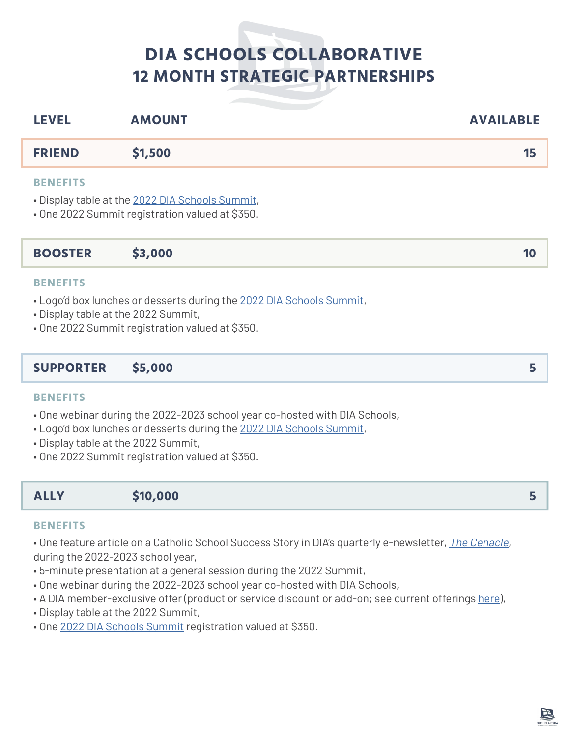# DIA SCHOOLS COLLABORATIVE
## 12 MONTH STRATEGIC PARTNERSHIPS

| LEVEL | AMOUNT | AVAILABLE |
|---|---|---|
| **FRIEND** | **$1,500** | **15** |

**BENEFITS**

- Display table at the 2022 DIA Schools Summit,
- One 2022 Summit registration valued at $350.

| | | |
|---|---|---|
| **BOOSTER** | **$3,000** | **10** |

**BENEFITS**

- Logo'd box lunches or desserts during the 2022 DIA Schools Summit,
- Display table at the 2022 Summit,
- One 2022 Summit registration valued at $350.

| | | |
|---|---|---|
| **SUPPORTER** | **$5,000** | **5** |

**BENEFITS**

- One webinar during the 2022-2023 school year co-hosted with DIA Schools,
- Logo'd box lunches or desserts during the 2022 DIA Schools Summit,
- Display table at the 2022 Summit,
- One 2022 Summit registration valued at $350.

| | | |
|---|---|---|
| **ALLY** | **$10,000** | **5** |

**BENEFITS**

- One feature article on a Catholic School Success Story in DIA's quarterly e-newsletter, *The Cenacle*, during the 2022-2023 school year,
- 5-minute presentation at a general session during the 2022 Summit,
- One webinar during the 2022-2023 school year co-hosted with DIA Schools,
- A DIA member-exclusive offer (product or service discount or add-on; see current offerings here),
- Display table at the 2022 Summit,
- One 2022 DIA Schools Summit registration valued at $350.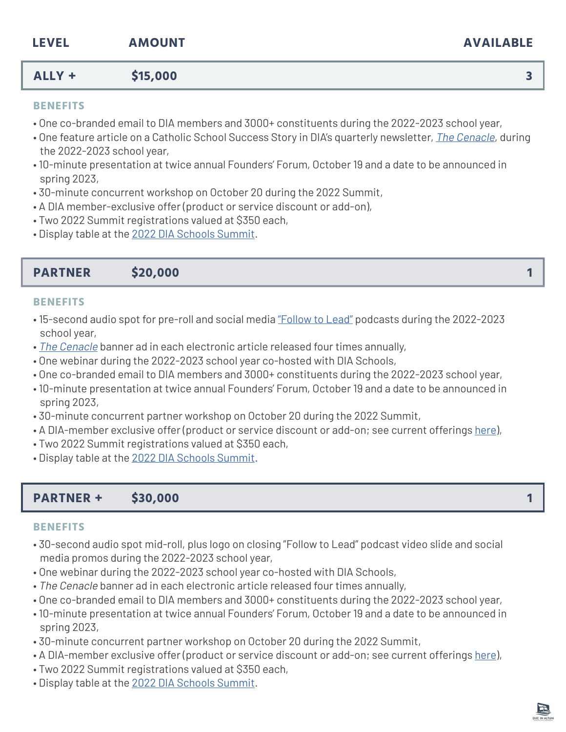| LEVEL | AMOUNT | AVAILABLE |
| --- | --- | --- |
| **ALLY +** | **$15,000** | **3** |

**BENEFITS**

- One co-branded email to DIA members and 3000+ constituents during the 2022-2023 school year,
- One feature article on a Catholic School Success Story in DIA's quarterly newsletter, *The Cenacle*, during the 2022-2023 school year,
- 10-minute presentation at twice annual Founders' Forum, October 19 and a date to be announced in spring 2023,
- 30-minute concurrent workshop on October 20 during the 2022 Summit,
- A DIA member-exclusive offer (product or service discount or add-on),
- Two 2022 Summit registrations valued at $350 each,
- Display table at the 2022 DIA Schools Summit.

| LEVEL | AMOUNT | AVAILABLE |
| --- | --- | --- |
| **PARTNER** | **$20,000** | **1** |

**BENEFITS**

- 15-second audio spot for pre-roll and social media "Follow to Lead" podcasts during the 2022-2023 school year,
- *The Cenacle* banner ad in each electronic article released four times annually,
- One webinar during the 2022-2023 school year co-hosted with DIA Schools,
- One co-branded email to DIA members and 3000+ constituents during the 2022-2023 school year,
- 10-minute presentation at twice annual Founders' Forum, October 19 and a date to be announced in spring 2023,
- 30-minute concurrent partner workshop on October 20 during the 2022 Summit,
- A DIA-member exclusive offer (product or service discount or add-on; see current offerings here),
- Two 2022 Summit registrations valued at $350 each,
- Display table at the 2022 DIA Schools Summit.

| LEVEL | AMOUNT | AVAILABLE |
| --- | --- | --- |
| **PARTNER +** | **$30,000** | **1** |

**BENEFITS**

- 30-second audio spot mid-roll, plus logo on closing "Follow to Lead" podcast video slide and social media promos during the 2022-2023 school year,
- One webinar during the 2022-2023 school year co-hosted with DIA Schools,
- *The Cenacle* banner ad in each electronic article released four times annually,
- One co-branded email to DIA members and 3000+ constituents during the 2022-2023 school year,
- 10-minute presentation at twice annual Founders' Forum, October 19 and a date to be announced in spring 2023,
- 30-minute concurrent partner workshop on October 20 during the 2022 Summit,
- A DIA-member exclusive offer (product or service discount or add-on; see current offerings here),
- Two 2022 Summit registrations valued at $350 each,
- Display table at the 2022 DIA Schools Summit.